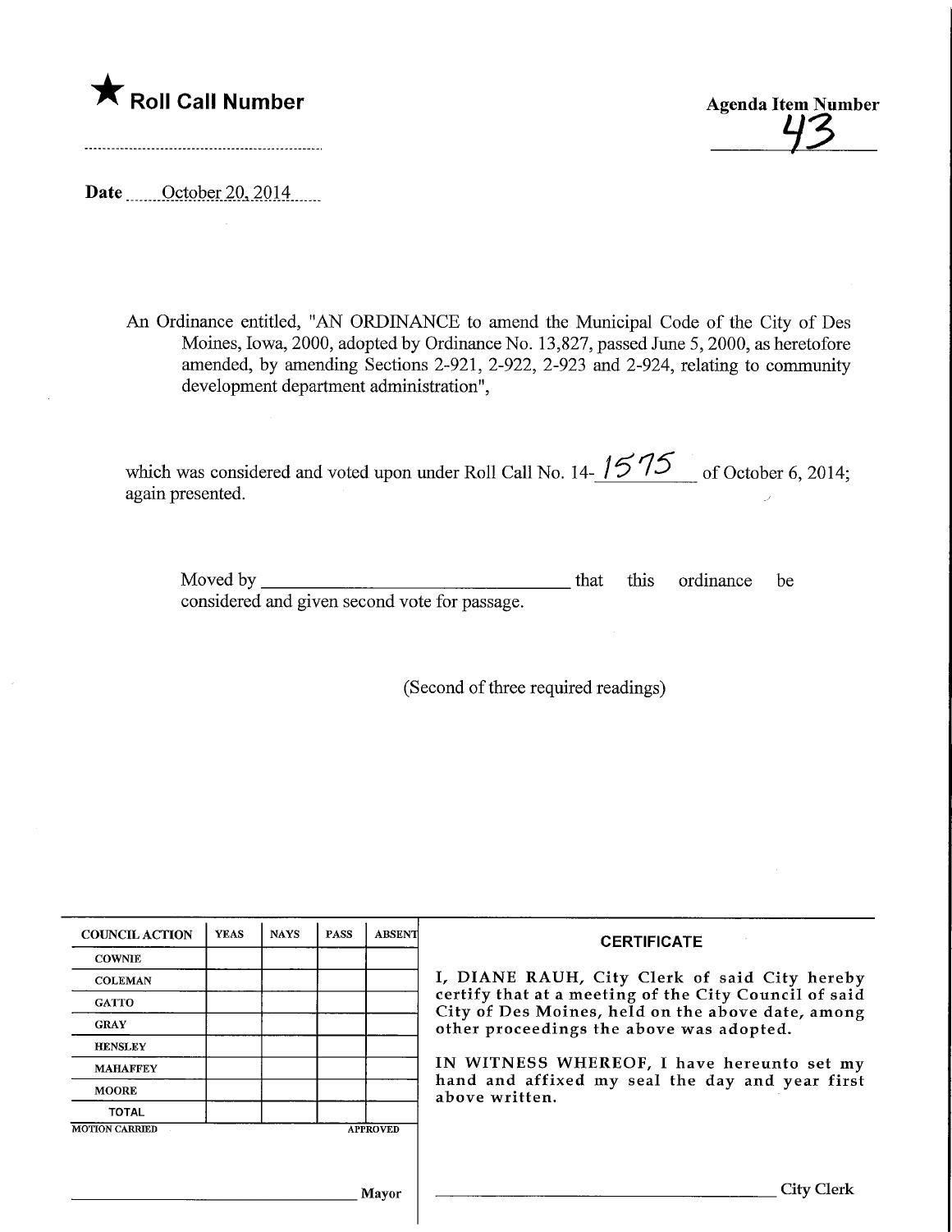★ **Roll Call Number**

**Agenda Item Number**
43

**Date** October 20, 2014

An Ordinance entitled, "AN ORDINANCE to amend the Municipal Code of the City of Des Moines, Iowa, 2000, adopted by Ordinance No. 13,827, passed June 5, 2000, as heretofore amended, by amending Sections 2-921, 2-922, 2-923 and 2-924, relating to community development department administration",

which was considered and voted upon under Roll Call No. 14-1575 of October 6, 2014; again presented.

Moved by ______________________ that this ordinance be considered and given second vote for passage.

(Second of three required readings)

| COUNCIL ACTION | YEAS | NAYS | PASS | ABSENT |
|---|---|---|---|---|
| COWNIE | | | | |
| COLEMAN | | | | |
| GATTO | | | | |
| GRAY | | | | |
| HENSLEY | | | | |
| MAHAFFEY | | | | |
| MOORE | | | | |
| TOTAL | | | | |

MOTION CARRIED APPROVED

______________________ Mayor

**CERTIFICATE**

I, DIANE RAUH, City Clerk of said City hereby certify that at a meeting of the City Council of said City of Des Moines, held on the above date, among other proceedings the above was adopted.

IN WITNESS WHEREOF, I have hereunto set my hand and affixed my seal the day and year first above written.

______________________ City Clerk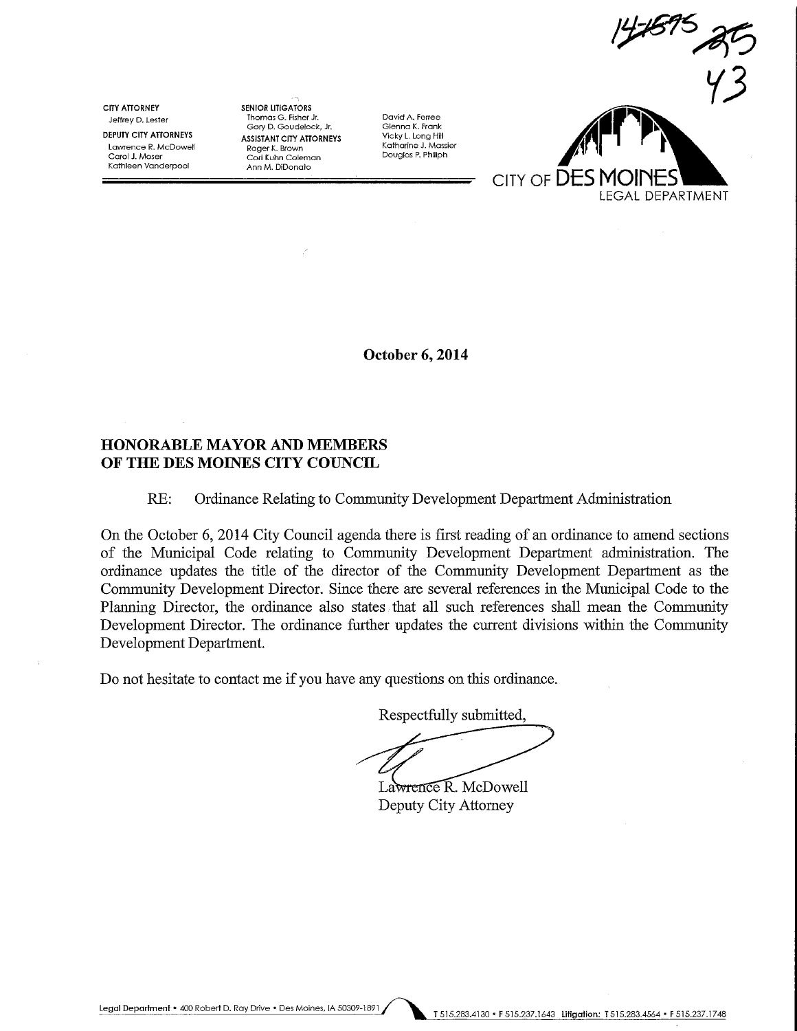14-1595 ~~35~~
43

**CITY ATTORNEY**
Jeffrey D. Lester

**DEPUTY CITY ATTORNEYS**
Lawrence R. McDowell
Carol J. Moser
Kathleen Vanderpool

**SENIOR LITIGATORS**
Thomas G. Fisher Jr.
Gary D. Goudelock, Jr.

**ASSISTANT CITY ATTORNEYS**
Roger K. Brown
Cori Kuhn Coleman
Ann M. DiDonato

David A. Ferree
Glenna K. Frank
Vicky L. Long Hill
Katharine J. Massier
Douglas P. Philiph

CITY OF DES MOINES
LEGAL DEPARTMENT

**October 6, 2014**

**HONORABLE MAYOR AND MEMBERS OF THE DES MOINES CITY COUNCIL**

RE: Ordinance Relating to Community Development Department Administration

On the October 6, 2014 City Council agenda there is first reading of an ordinance to amend sections of the Municipal Code relating to Community Development Department administration. The ordinance updates the title of the director of the Community Development Department as the Community Development Director. Since there are several references in the Municipal Code to the Planning Director, the ordinance also states that all such references shall mean the Community Development Director. The ordinance further updates the current divisions within the Community Development Department.

Do not hesitate to contact me if you have any questions on this ordinance.

Respectfully submitted,

Lawrence R. McDowell
Deputy City Attorney

Legal Department • 400 Robert D. Ray Drive • Des Moines, IA 50309-1891 T 515.283.4130 • F 515.237.1643 Litigation: T 515.283.4564 • F 515.237.1748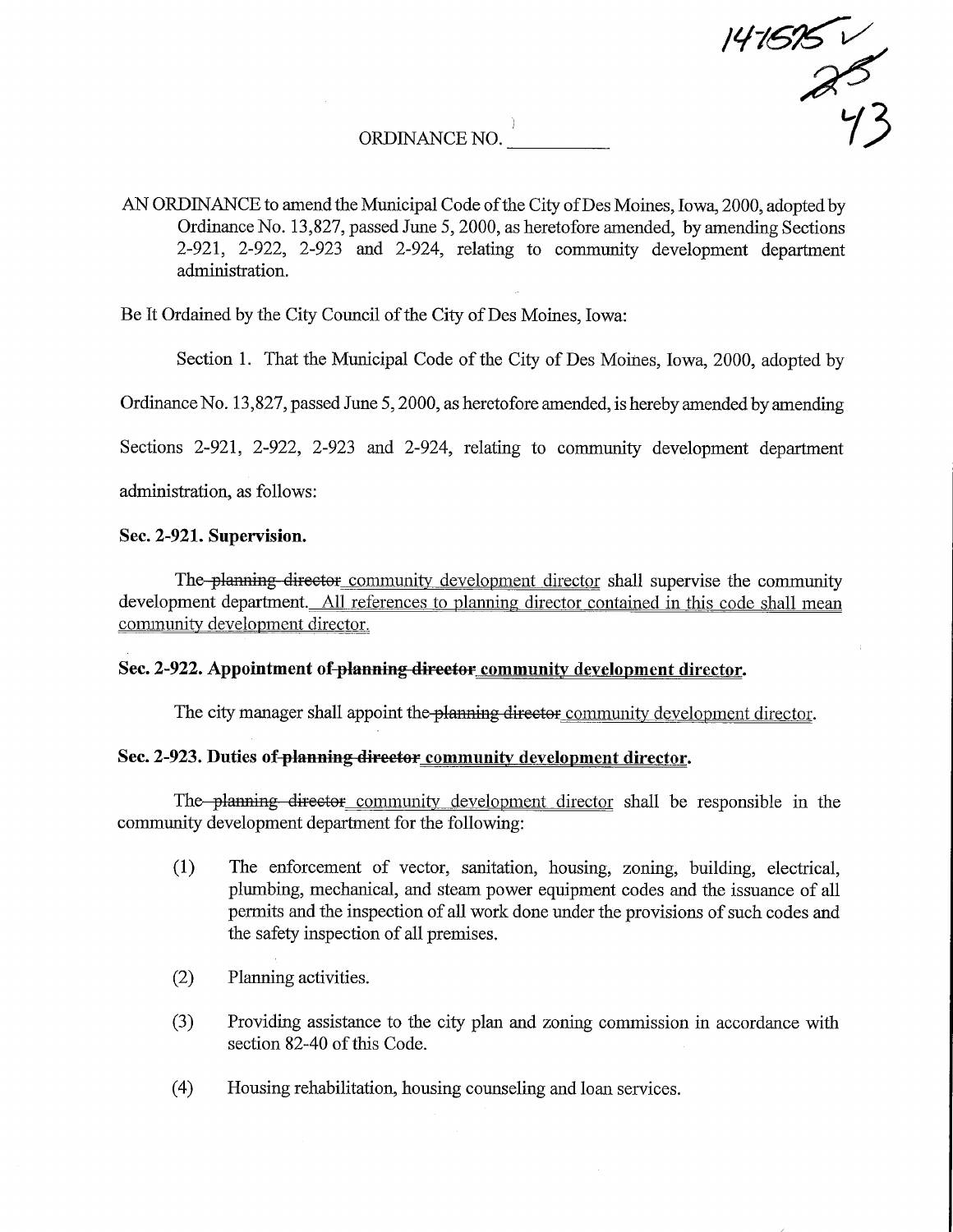147575 ✓ 25 43

ORDINANCE NO. \_\_\_\_\_\_\_\_\_\_

AN ORDINANCE to amend the Municipal Code of the City of Des Moines, Iowa, 2000, adopted by Ordinance No. 13,827, passed June 5, 2000, as heretofore amended, by amending Sections 2-921, 2-922, 2-923 and 2-924, relating to community development department administration.

Be It Ordained by the City Council of the City of Des Moines, Iowa:

Section 1. That the Municipal Code of the City of Des Moines, Iowa, 2000, adopted by Ordinance No. 13,827, passed June 5, 2000, as heretofore amended, is hereby amended by amending Sections 2-921, 2-922, 2-923 and 2-924, relating to community development department administration, as follows:

**Sec. 2-921. Supervision.**

The ~~planning director~~ <u>community development director</u> shall supervise the community development department. <u>All references to planning director contained in this code shall mean community development director.</u>

**Sec. 2-922. Appointment of ~~planning director~~ <u>community development director</u>.**

The city manager shall appoint the ~~planning director~~ <u>community development director</u>.

**Sec. 2-923. Duties of ~~planning director~~ <u>community development director</u>.**

The ~~planning director~~ <u>community development director</u> shall be responsible in the community development department for the following:

(1) The enforcement of vector, sanitation, housing, zoning, building, electrical, plumbing, mechanical, and steam power equipment codes and the issuance of all permits and the inspection of all work done under the provisions of such codes and the safety inspection of all premises.

(2) Planning activities.

(3) Providing assistance to the city plan and zoning commission in accordance with section 82-40 of this Code.

(4) Housing rehabilitation, housing counseling and loan services.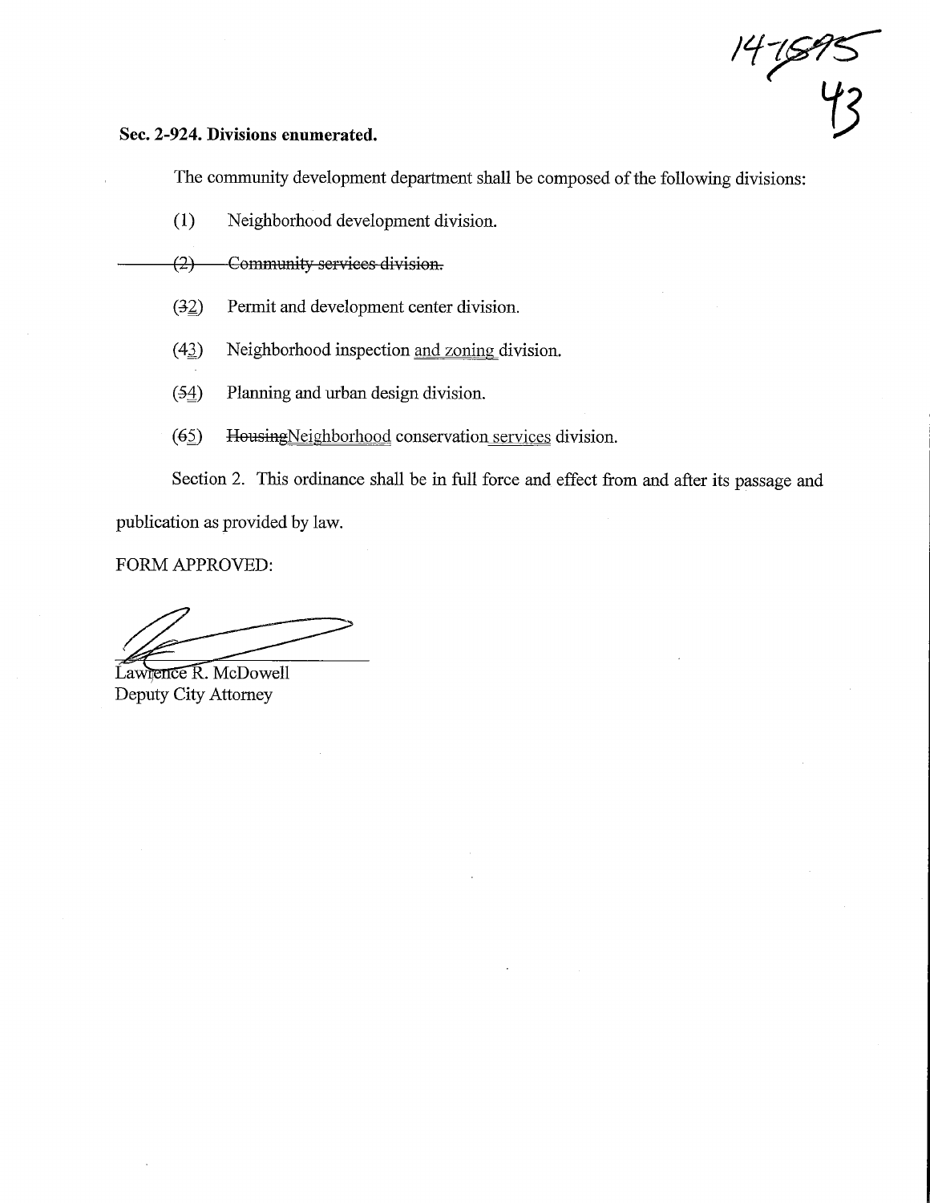14-1595
43

**Sec. 2-924. Divisions enumerated.**

The community development department shall be composed of the following divisions:

(1) Neighborhood development division.

~~(2) Community services division.~~

(~~3~~2) Permit and development center division.

(~~4~~3) Neighborhood inspection and zoning division.

(~~5~~4) Planning and urban design division.

(~~6~~5) ~~Housing~~Neighborhood conservation services division.

Section 2. This ordinance shall be in full force and effect from and after its passage and publication as provided by law.

FORM APPROVED:

Lawrence R. McDowell
Deputy City Attorney